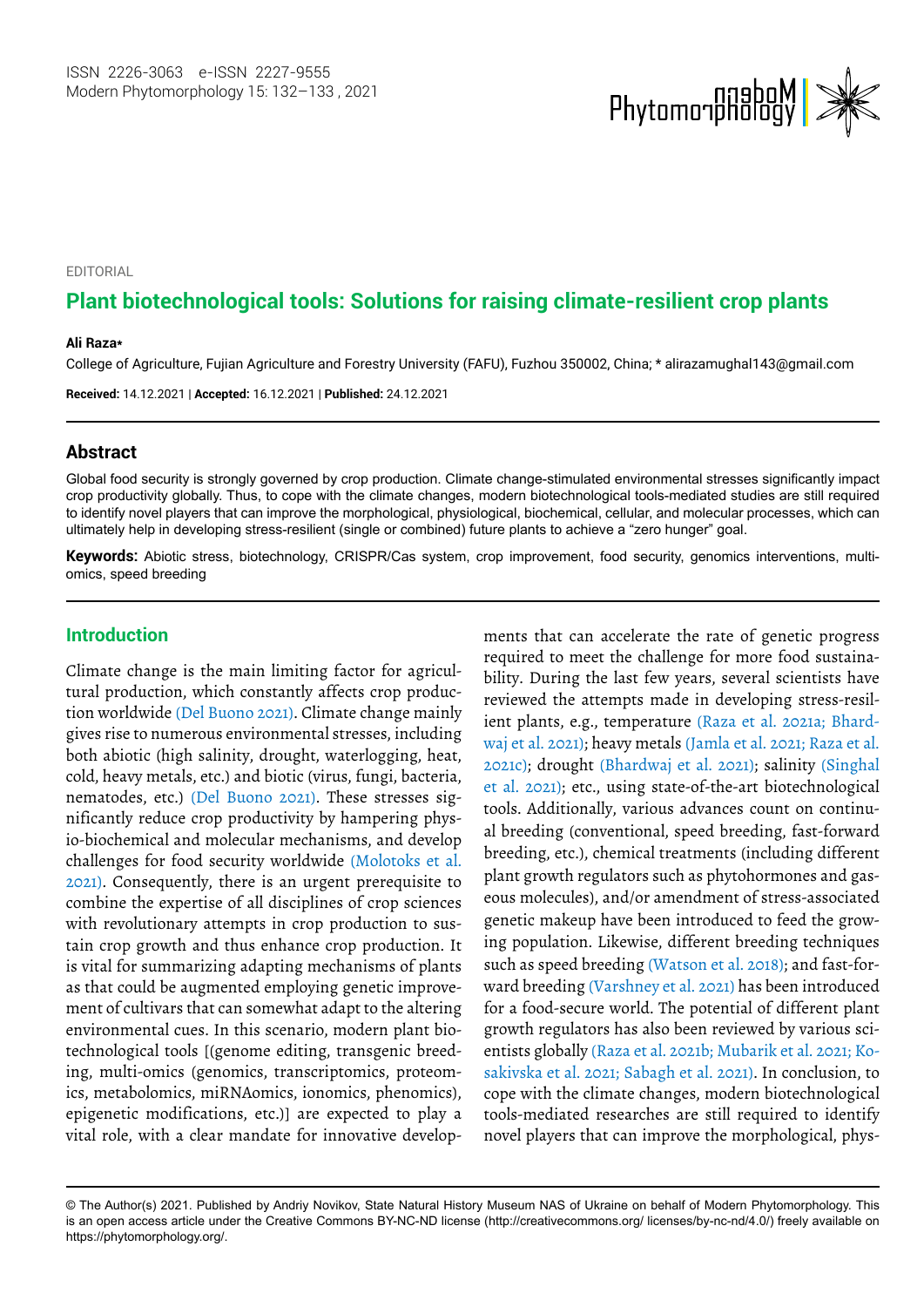EDITORIAL

# Plant biotechnological tools: Solutions for raising climate-resilient crop plants

**Ali Raza***

College of Agriculture, Fujian Agriculture and Forestry University (FAFU), Fuzhou 350002, China; * alirazamughal143@gmail.com

**Received:** 14.12.2021 | **Accepted:** 16.12.2021 | **Published:** 24.12.2021

## Abstract

Global food security is strongly governed by crop production. Climate change-stimulated environmental stresses significantly impact crop productivity globally. Thus, to cope with the climate changes, modern biotechnological tools-mediated studies are still required to identify novel players that can improve the morphological, physiological, biochemical, cellular, and molecular processes, which can ultimately help in developing stress-resilient (single or combined) future plants to achieve a "zero hunger" goal.

**Keywords:** Abiotic stress, biotechnology, CRISPR/Cas system, crop improvement, food security, genomics interventions, multi-omics, speed breeding

## Introduction

Climate change is the main limiting factor for agricultural production, which constantly affects crop production worldwide (Del Buono 2021). Climate change mainly gives rise to numerous environmental stresses, including both abiotic (high salinity, drought, waterlogging, heat, cold, heavy metals, etc.) and biotic (virus, fungi, bacteria, nematodes, etc.) (Del Buono 2021). These stresses significantly reduce crop productivity by hampering physio-biochemical and molecular mechanisms, and develop challenges for food security worldwide (Molotoks et al. 2021). Consequently, there is an urgent prerequisite to combine the expertise of all disciplines of crop sciences with revolutionary attempts in crop production to sustain crop growth and thus enhance crop production. It is vital for summarizing adapting mechanisms of plants as that could be augmented employing genetic improvement of cultivars that can somewhat adapt to the altering environmental cues. In this scenario, modern plant biotechnological tools [(genome editing, transgenic breeding, multi-omics (genomics, transcriptomics, proteomics, metabolomics, miRNAomics, ionomics, phenomics), epigenetic modifications, etc.)] are expected to play a vital role, with a clear mandate for innovative developments that can accelerate the rate of genetic progress required to meet the challenge for more food sustainability. During the last few years, several scientists have reviewed the attempts made in developing stress-resilient plants, e.g., temperature (Raza et al. 2021a; Bhardwaj et al. 2021); heavy metals (Jamla et al. 2021; Raza et al. 2021c); drought (Bhardwaj et al. 2021); salinity (Singhal et al. 2021); etc., using state-of-the-art biotechnological tools. Additionally, various advances count on continual breeding (conventional, speed breeding, fast-forward breeding, etc.), chemical treatments (including different plant growth regulators such as phytohormones and gaseous molecules), and/or amendment of stress-associated genetic makeup have been introduced to feed the growing population. Likewise, different breeding techniques such as speed breeding (Watson et al. 2018); and fast-forward breeding (Varshney et al. 2021) has been introduced for a food-secure world. The potential of different plant growth regulators has also been reviewed by various scientists globally (Raza et al. 2021b; Mubarik et al. 2021; Kosakivska et al. 2021; Sabagh et al. 2021). In conclusion, to cope with the climate changes, modern biotechnological tools-mediated researches are still required to identify novel players that can improve the morphological, phys-

© The Author(s) 2021. Published by Andriy Novikov, State Natural History Museum NAS of Ukraine on behalf of Modern Phytomorphology. This is an open access article under the Creative Commons BY-NC-ND license (http://creativecommons.org/ licenses/by-nc-nd/4.0/) freely available on https://phytomorphology.org/.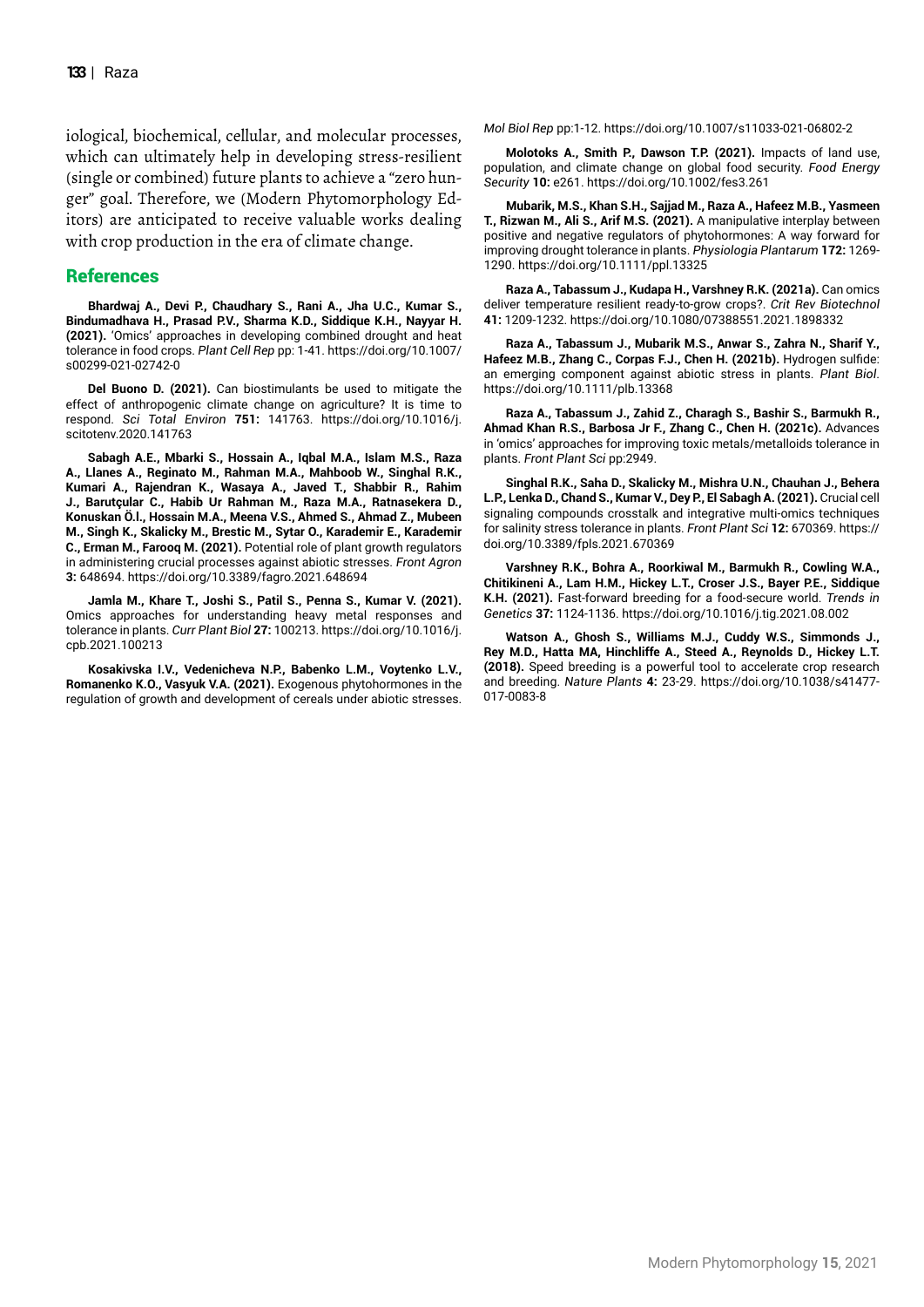iological, biochemical, cellular, and molecular processes, which can ultimately help in developing stress-resilient (single or combined) future plants to achieve a "zero hunger" goal. Therefore, we (Modern Phytomorphology Editors) are anticipated to receive valuable works dealing with crop production in the era of climate change.

## References

**Bhardwaj A., Devi P., Chaudhary S., Rani A., Jha U.C., Kumar S., Bindumadhava H., Prasad P.V., Sharma K.D., Siddique K.H., Nayyar H. (2021).** 'Omics' approaches in developing combined drought and heat tolerance in food crops. *Plant Cell Rep* pp: 1-41. https://doi.org/10.1007/s00299-021-02742-0

**Del Buono D. (2021).** Can biostimulants be used to mitigate the effect of anthropogenic climate change on agriculture? It is time to respond. *Sci Total Environ* **751:** 141763. https://doi.org/10.1016/j.scitotenv.2020.141763

**Sabagh A.E., Mbarki S., Hossain A., Iqbal M.A., Islam M.S., Raza A., Llanes A., Reginato M., Rahman M.A., Mahboob W., Singhal R.K., Kumari A., Rajendran K., Wasaya A., Javed T., Shabbir R., Rahim J., Barutçular C., Habib Ur Rahman M., Raza M.A., Ratnasekera D., Konuskan Ö.I., Hossain M.A., Meena V.S., Ahmed S., Ahmad Z., Mubeen M., Singh K., Skalicky M., Brestic M., Sytar O., Karademir E., Karademir C., Erman M., Farooq M. (2021).** Potential role of plant growth regulators in administering crucial processes against abiotic stresses. *Front Agron* **3:** 648694. https://doi.org/10.3389/fagro.2021.648694

**Jamla M., Khare T., Joshi S., Patil S., Penna S., Kumar V. (2021).** Omics approaches for understanding heavy metal responses and tolerance in plants. *Curr Plant Biol* **27:** 100213. https://doi.org/10.1016/j.cpb.2021.100213

**Kosakivska I.V., Vedenicheva N.P., Babenko L.M., Voytenko L.V., Romanenko K.O., Vasyuk V.A. (2021).** Exogenous phytohormones in the regulation of growth and development of cereals under abiotic stresses. *Mol Biol Rep* pp:1-12. https://doi.org/10.1007/s11033-021-06802-2

**Molotoks A., Smith P., Dawson T.P. (2021).** Impacts of land use, population, and climate change on global food security. *Food Energy Security* **10:** e261. https://doi.org/10.1002/fes3.261

**Mubarik, M.S., Khan S.H., Sajjad M., Raza A., Hafeez M.B., Yasmeen T., Rizwan M., Ali S., Arif M.S. (2021).** A manipulative interplay between positive and negative regulators of phytohormones: A way forward for improving drought tolerance in plants. *Physiologia Plantarum* **172:** 1269-1290. https://doi.org/10.1111/ppl.13325

**Raza A., Tabassum J., Kudapa H., Varshney R.K. (2021a).** Can omics deliver temperature resilient ready-to-grow crops?. *Crit Rev Biotechnol* **41:** 1209-1232. https://doi.org/10.1080/07388551.2021.1898332

**Raza A., Tabassum J., Mubarik M.S., Anwar S., Zahra N., Sharif Y., Hafeez M.B., Zhang C., Corpas F.J., Chen H. (2021b).** Hydrogen sulfide: an emerging component against abiotic stress in plants. *Plant Biol*. https://doi.org/10.1111/plb.13368

**Raza A., Tabassum J., Zahid Z., Charagh S., Bashir S., Barmukh R., Ahmad Khan R.S., Barbosa Jr F., Zhang C., Chen H. (2021c).** Advances in 'omics' approaches for improving toxic metals/metalloids tolerance in plants. *Front Plant Sci* pp:2949.

**Singhal R.K., Saha D., Skalicky M., Mishra U.N., Chauhan J., Behera L.P., Lenka D., Chand S., Kumar V., Dey P., El Sabagh A. (2021).** Crucial cell signaling compounds crosstalk and integrative multi-omics techniques for salinity stress tolerance in plants. *Front Plant Sci* **12:** 670369. https://doi.org/10.3389/fpls.2021.670369

**Varshney R.K., Bohra A., Roorkiwal M., Barmukh R., Cowling W.A., Chitikineni A., Lam H.M., Hickey L.T., Croser J.S., Bayer P.E., Siddique K.H. (2021).** Fast-forward breeding for a food-secure world. *Trends in Genetics* **37:** 1124-1136. https://doi.org/10.1016/j.tig.2021.08.002

**Watson A., Ghosh S., Williams M.J., Cuddy W.S., Simmonds J., Rey M.D., Hatta MA, Hinchliffe A., Steed A., Reynolds D., Hickey L.T. (2018).** Speed breeding is a powerful tool to accelerate crop research and breeding. *Nature Plants* **4:** 23-29. https://doi.org/10.1038/s41477-017-0083-8